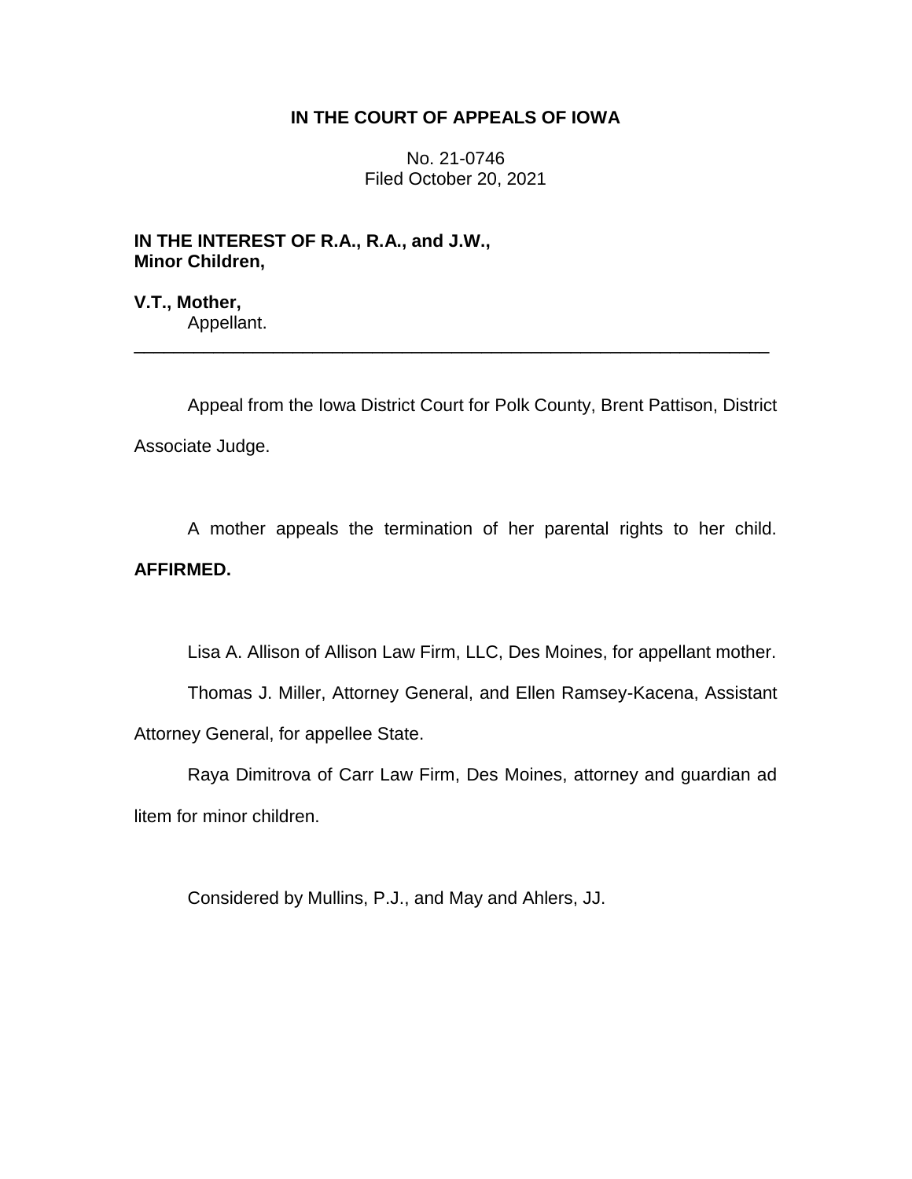# IN THE COURT OF APPEALS OF IOWA

No. 21-0746
Filed October 20, 2021

**IN THE INTEREST OF R.A., R.A., and J.W., Minor Children,**

**V.T., Mother,**
Appellant.

---

Appeal from the Iowa District Court for Polk County, Brent Pattison, District Associate Judge.

A mother appeals the termination of her parental rights to her child. **AFFIRMED.**

Lisa A. Allison of Allison Law Firm, LLC, Des Moines, for appellant mother.

Thomas J. Miller, Attorney General, and Ellen Ramsey-Kacena, Assistant Attorney General, for appellee State.

Raya Dimitrova of Carr Law Firm, Des Moines, attorney and guardian ad litem for minor children.

Considered by Mullins, P.J., and May and Ahlers, JJ.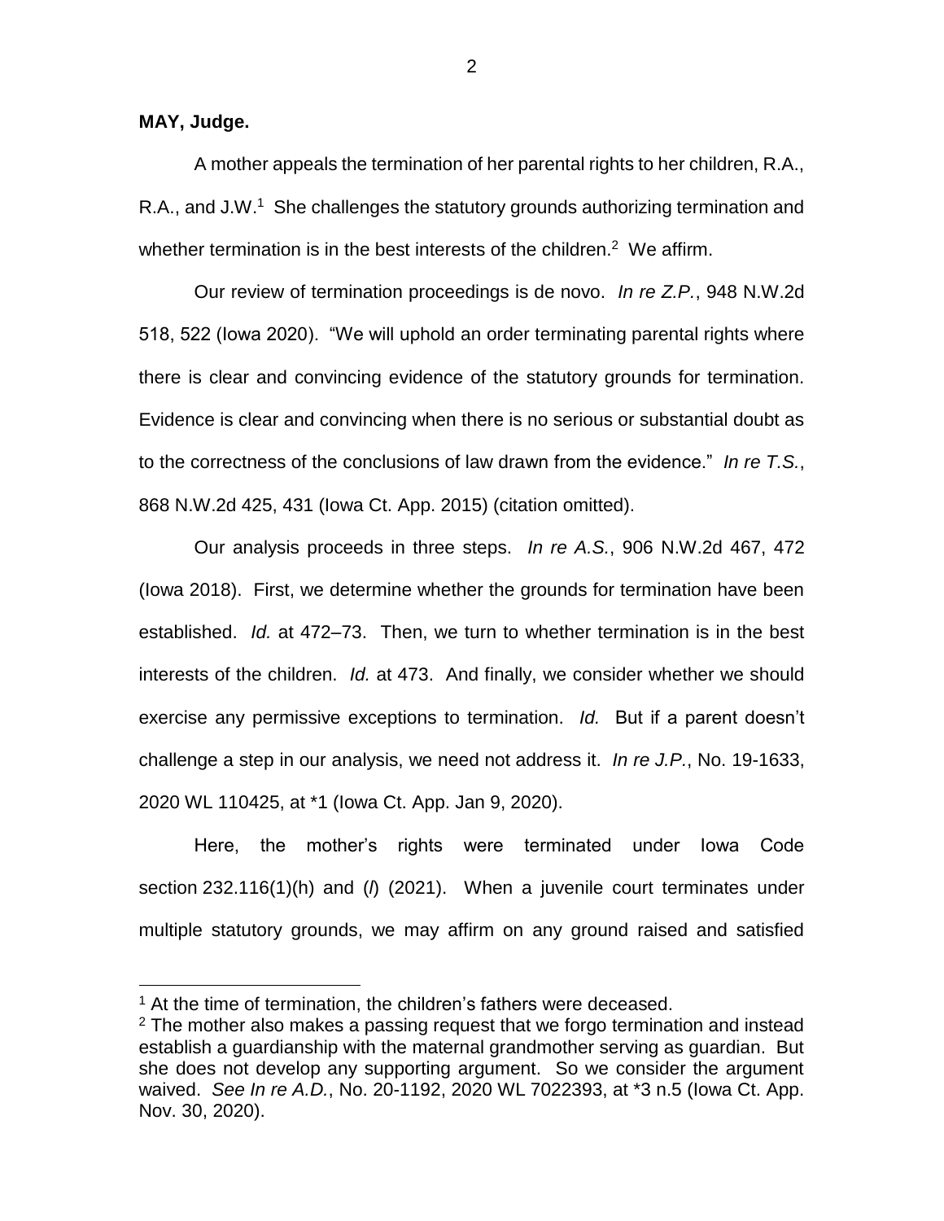**MAY, Judge.**

A mother appeals the termination of her parental rights to her children, R.A., R.A., and J.W.[1] She challenges the statutory grounds authorizing termination and whether termination is in the best interests of the children.[2] We affirm.

Our review of termination proceedings is de novo. *In re Z.P.*, 948 N.W.2d 518, 522 (Iowa 2020). "We will uphold an order terminating parental rights where there is clear and convincing evidence of the statutory grounds for termination. Evidence is clear and convincing when there is no serious or substantial doubt as to the correctness of the conclusions of law drawn from the evidence." *In re T.S.*, 868 N.W.2d 425, 431 (Iowa Ct. App. 2015) (citation omitted).

Our analysis proceeds in three steps. *In re A.S.*, 906 N.W.2d 467, 472 (Iowa 2018). First, we determine whether the grounds for termination have been established. *Id.* at 472–73. Then, we turn to whether termination is in the best interests of the children. *Id.* at 473. And finally, we consider whether we should exercise any permissive exceptions to termination. *Id.* But if a parent doesn't challenge a step in our analysis, we need not address it. *In re J.P.*, No. 19-1633, 2020 WL 110425, at *1 (Iowa Ct. App. Jan 9, 2020).

Here, the mother's rights were terminated under Iowa Code section 232.116(1)(h) and (*l*) (2021). When a juvenile court terminates under multiple statutory grounds, we may affirm on any ground raised and satisfied

---

[1] At the time of termination, the children's fathers were deceased.

[2] The mother also makes a passing request that we forgo termination and instead establish a guardianship with the maternal grandmother serving as guardian. But she does not develop any supporting argument. So we consider the argument waived. *See In re A.D.*, No. 20-1192, 2020 WL 7022393, at *3 n.5 (Iowa Ct. App. Nov. 30, 2020).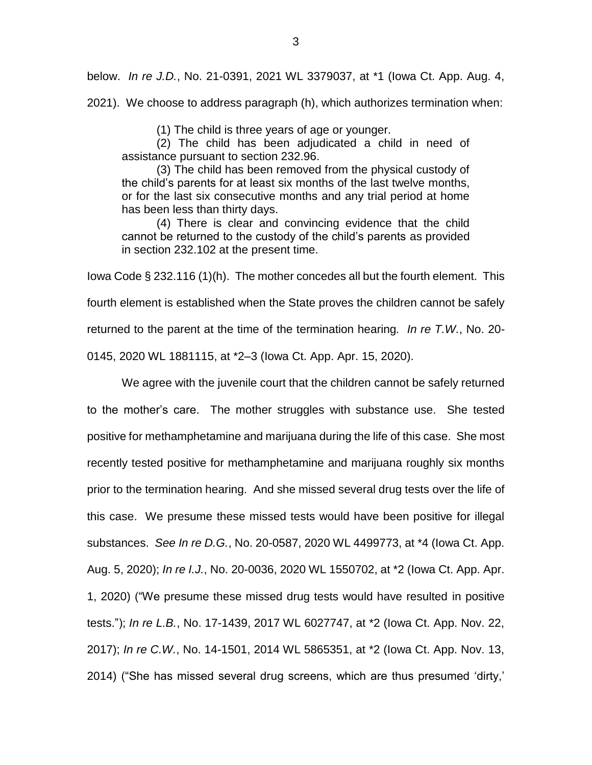below. *In re J.D.*, No. 21-0391, 2021 WL 3379037, at *1 (Iowa Ct. App. Aug. 4, 2021). We choose to address paragraph (h), which authorizes termination when:

> (1) The child is three years of age or younger.
>
> (2) The child has been adjudicated a child in need of assistance pursuant to section 232.96.
>
> (3) The child has been removed from the physical custody of the child's parents for at least six months of the last twelve months, or for the last six consecutive months and any trial period at home has been less than thirty days.
>
> (4) There is clear and convincing evidence that the child cannot be returned to the custody of the child's parents as provided in section 232.102 at the present time.

Iowa Code § 232.116 (1)(h). The mother concedes all but the fourth element. This fourth element is established when the State proves the children cannot be safely returned to the parent at the time of the termination hearing*.* *In re T.W.*, No. 20-0145, 2020 WL 1881115, at *2–3 (Iowa Ct. App. Apr. 15, 2020).

We agree with the juvenile court that the children cannot be safely returned to the mother's care. The mother struggles with substance use. She tested positive for methamphetamine and marijuana during the life of this case. She most recently tested positive for methamphetamine and marijuana roughly six months prior to the termination hearing. And she missed several drug tests over the life of this case. We presume these missed tests would have been positive for illegal substances. *See In re D.G.*, No. 20-0587, 2020 WL 4499773, at *4 (Iowa Ct. App. Aug. 5, 2020); *In re I.J.*, No. 20-0036, 2020 WL 1550702, at *2 (Iowa Ct. App. Apr. 1, 2020) ("We presume these missed drug tests would have resulted in positive tests."); *In re L.B.*, No. 17-1439, 2017 WL 6027747, at *2 (Iowa Ct. App. Nov. 22, 2017); *In re C.W.*, No. 14-1501, 2014 WL 5865351, at *2 (Iowa Ct. App. Nov. 13, 2014) ("She has missed several drug screens, which are thus presumed 'dirty,'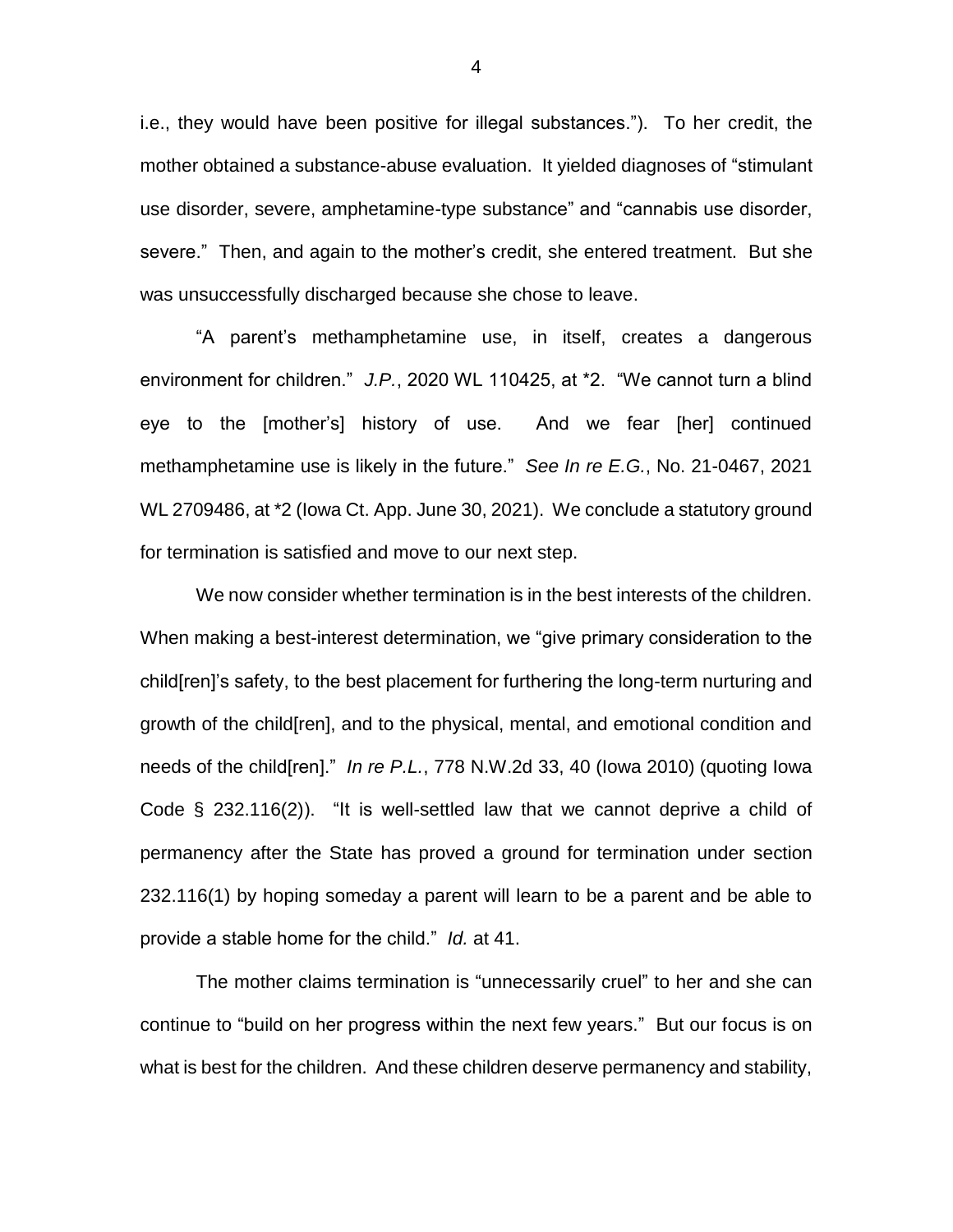i.e., they would have been positive for illegal substances."). To her credit, the mother obtained a substance-abuse evaluation. It yielded diagnoses of "stimulant use disorder, severe, amphetamine-type substance" and "cannabis use disorder, severe." Then, and again to the mother's credit, she entered treatment. But she was unsuccessfully discharged because she chose to leave.

"A parent's methamphetamine use, in itself, creates a dangerous environment for children." *J.P.*, 2020 WL 110425, at *2. "We cannot turn a blind eye to the [mother's] history of use. And we fear [her] continued methamphetamine use is likely in the future." *See In re E.G.*, No. 21-0467, 2021 WL 2709486, at *2 (Iowa Ct. App. June 30, 2021). We conclude a statutory ground for termination is satisfied and move to our next step.

We now consider whether termination is in the best interests of the children. When making a best-interest determination, we "give primary consideration to the child[ren]'s safety, to the best placement for furthering the long-term nurturing and growth of the child[ren], and to the physical, mental, and emotional condition and needs of the child[ren]." *In re P.L.*, 778 N.W.2d 33, 40 (Iowa 2010) (quoting Iowa Code § 232.116(2)). "It is well-settled law that we cannot deprive a child of permanency after the State has proved a ground for termination under section 232.116(1) by hoping someday a parent will learn to be a parent and be able to provide a stable home for the child." *Id.* at 41.

The mother claims termination is "unnecessarily cruel" to her and she can continue to "build on her progress within the next few years." But our focus is on what is best for the children. And these children deserve permanency and stability,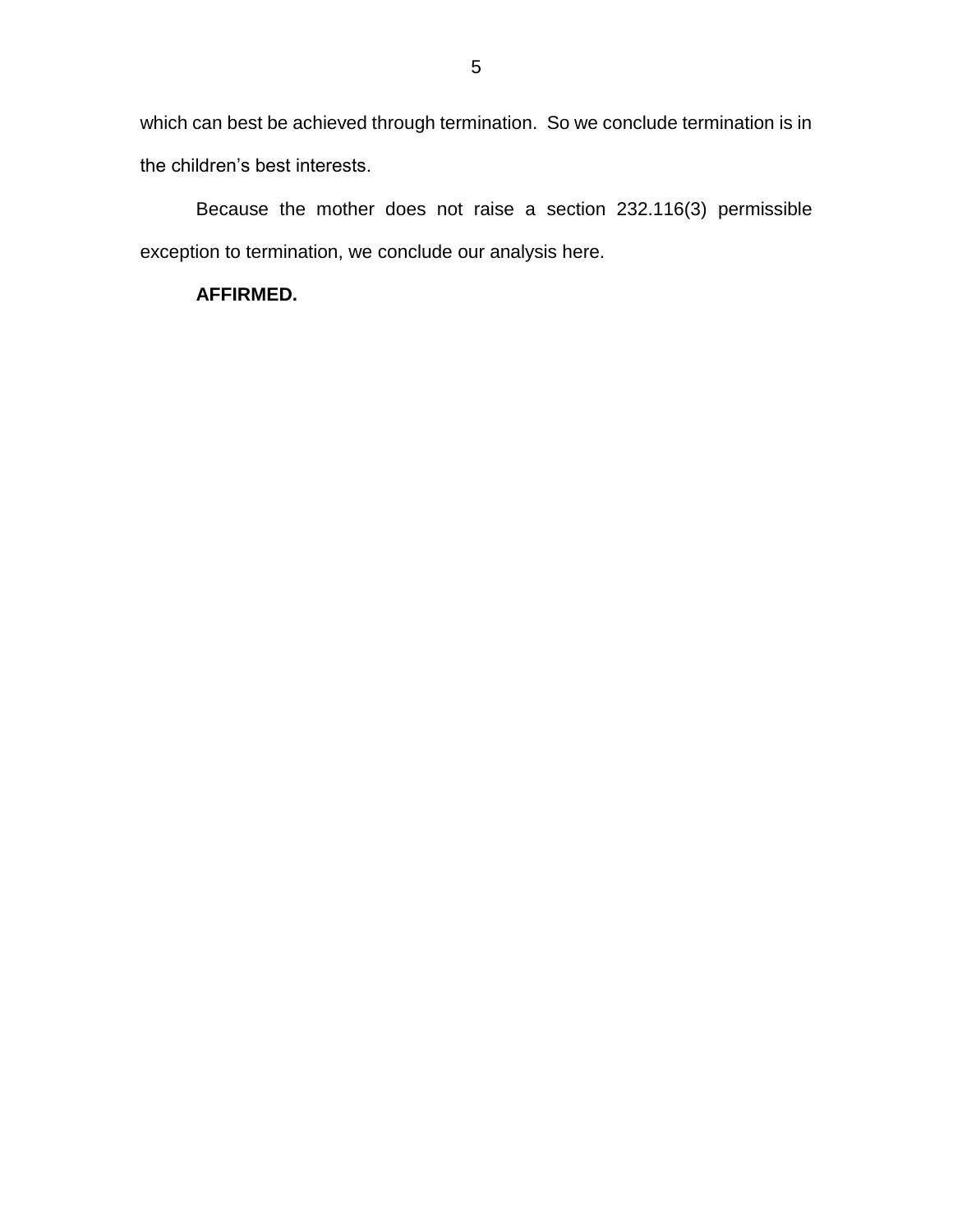which can best be achieved through termination. So we conclude termination is in the children's best interests.

Because the mother does not raise a section 232.116(3) permissible exception to termination, we conclude our analysis here.

**AFFIRMED.**